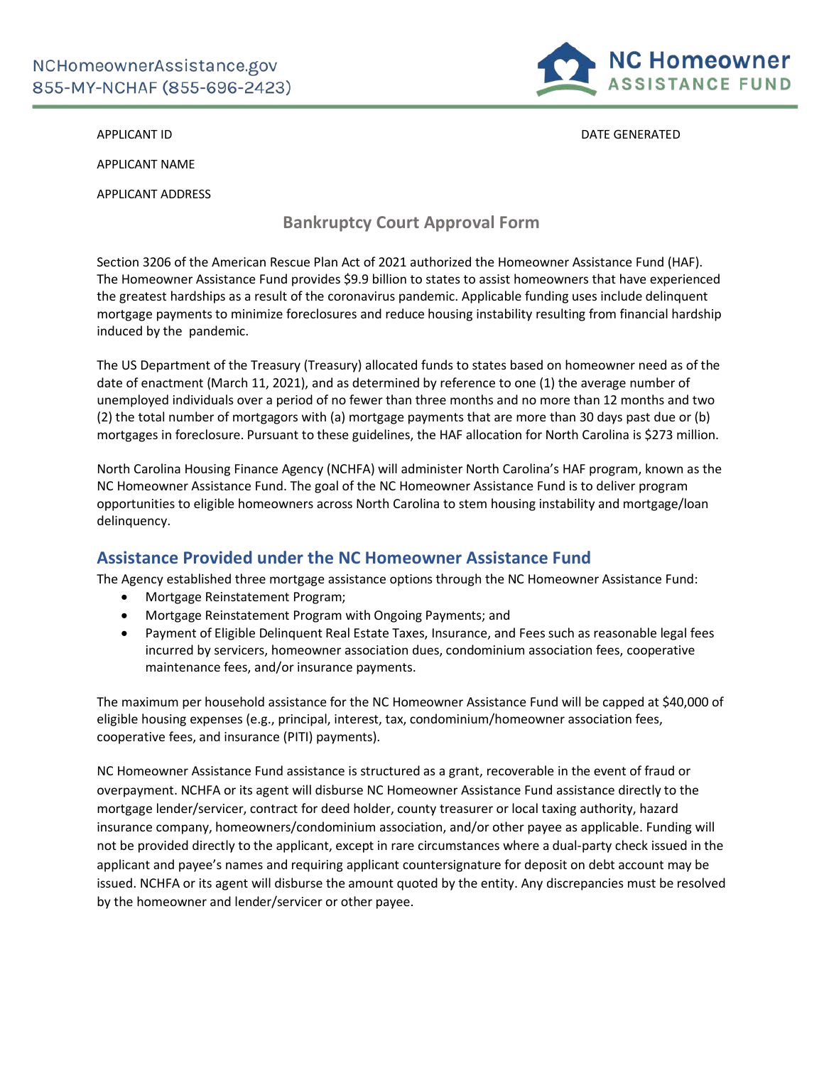NCHomeownerAssistance.gov
855-MY-NCHAF (855-696-2423)

NC Homeowner ASSISTANCE FUND

APPLICANT ID

DATE GENERATED

APPLICANT NAME

APPLICANT ADDRESS

# Bankruptcy Court Approval Form

Section 3206 of the American Rescue Plan Act of 2021 authorized the Homeowner Assistance Fund (HAF). The Homeowner Assistance Fund provides $9.9 billion to states to assist homeowners that have experienced the greatest hardships as a result of the coronavirus pandemic. Applicable funding uses include delinquent mortgage payments to minimize foreclosures and reduce housing instability resulting from financial hardship induced by the pandemic.

The US Department of the Treasury (Treasury) allocated funds to states based on homeowner need as of the date of enactment (March 11, 2021), and as determined by reference to one (1) the average number of unemployed individuals over a period of no fewer than three months and no more than 12 months and two (2) the total number of mortgagors with (a) mortgage payments that are more than 30 days past due or (b) mortgages in foreclosure. Pursuant to these guidelines, the HAF allocation for North Carolina is $273 million.

North Carolina Housing Finance Agency (NCHFA) will administer North Carolina's HAF program, known as the NC Homeowner Assistance Fund. The goal of the NC Homeowner Assistance Fund is to deliver program opportunities to eligible homeowners across North Carolina to stem housing instability and mortgage/loan delinquency.

## Assistance Provided under the NC Homeowner Assistance Fund

The Agency established three mortgage assistance options through the NC Homeowner Assistance Fund:

- Mortgage Reinstatement Program;
- Mortgage Reinstatement Program with Ongoing Payments; and
- Payment of Eligible Delinquent Real Estate Taxes, Insurance, and Fees such as reasonable legal fees incurred by servicers, homeowner association dues, condominium association fees, cooperative maintenance fees, and/or insurance payments.

The maximum per household assistance for the NC Homeowner Assistance Fund will be capped at $40,000 of eligible housing expenses (e.g., principal, interest, tax, condominium/homeowner association fees, cooperative fees, and insurance (PITI) payments).

NC Homeowner Assistance Fund assistance is structured as a grant, recoverable in the event of fraud or overpayment. NCHFA or its agent will disburse NC Homeowner Assistance Fund assistance directly to the mortgage lender/servicer, contract for deed holder, county treasurer or local taxing authority, hazard insurance company, homeowners/condominium association, and/or other payee as applicable. Funding will not be provided directly to the applicant, except in rare circumstances where a dual-party check issued in the applicant and payee's names and requiring applicant countersignature for deposit on debt account may be issued. NCHFA or its agent will disburse the amount quoted by the entity. Any discrepancies must be resolved by the homeowner and lender/servicer or other payee.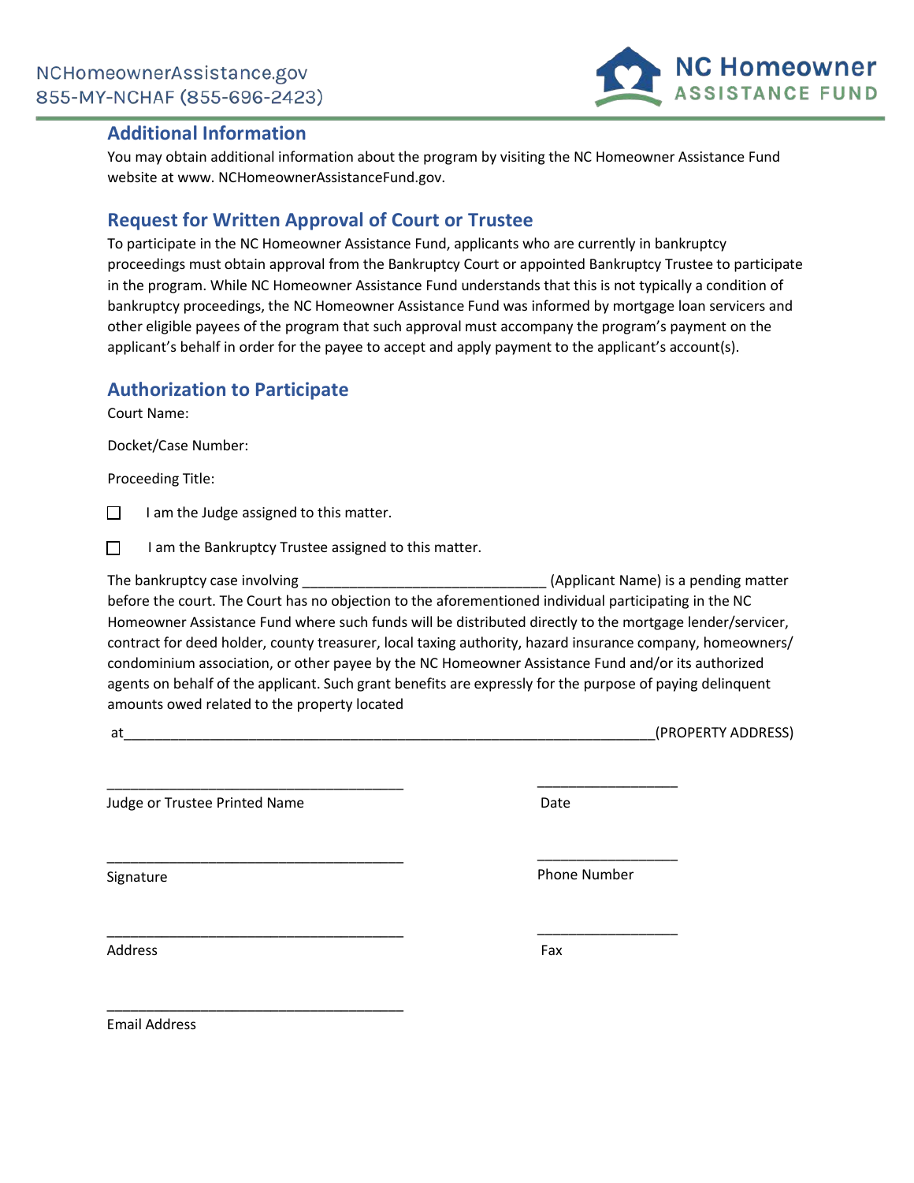## Additional Information

You may obtain additional information about the program by visiting the NC Homeowner Assistance Fund website at www. NCHomeownerAssistanceFund.gov.

## Request for Written Approval of Court or Trustee

To participate in the NC Homeowner Assistance Fund, applicants who are currently in bankruptcy proceedings must obtain approval from the Bankruptcy Court or appointed Bankruptcy Trustee to participate in the program. While NC Homeowner Assistance Fund understands that this is not typically a condition of bankruptcy proceedings, the NC Homeowner Assistance Fund was informed by mortgage loan servicers and other eligible payees of the program that such approval must accompany the program's payment on the applicant's behalf in order for the payee to accept and apply payment to the applicant's account(s).

## Authorization to Participate

Court Name:

Docket/Case Number:

Proceeding Title:

☐ I am the Judge assigned to this matter.

☐ I am the Bankruptcy Trustee assigned to this matter.

The bankruptcy case involving _______________________________ (Applicant Name) is a pending matter before the court. The Court has no objection to the aforementioned individual participating in the NC Homeowner Assistance Fund where such funds will be distributed directly to the mortgage lender/servicer, contract for deed holder, county treasurer, local taxing authority, hazard insurance company, homeowners/ condominium association, or other payee by the NC Homeowner Assistance Fund and/or its authorized agents on behalf of the applicant. Such grant benefits are expressly for the purpose of paying delinquent amounts owed related to the property located

at_____________________________________________________________________(PROPERTY ADDRESS)

_______________________________________ Judge or Trustee Printed Name

__________________ Date

_______________________________________ Signature

__________________ Phone Number

_______________________________________ Address

__________________ Fax

_______________________________________ Email Address